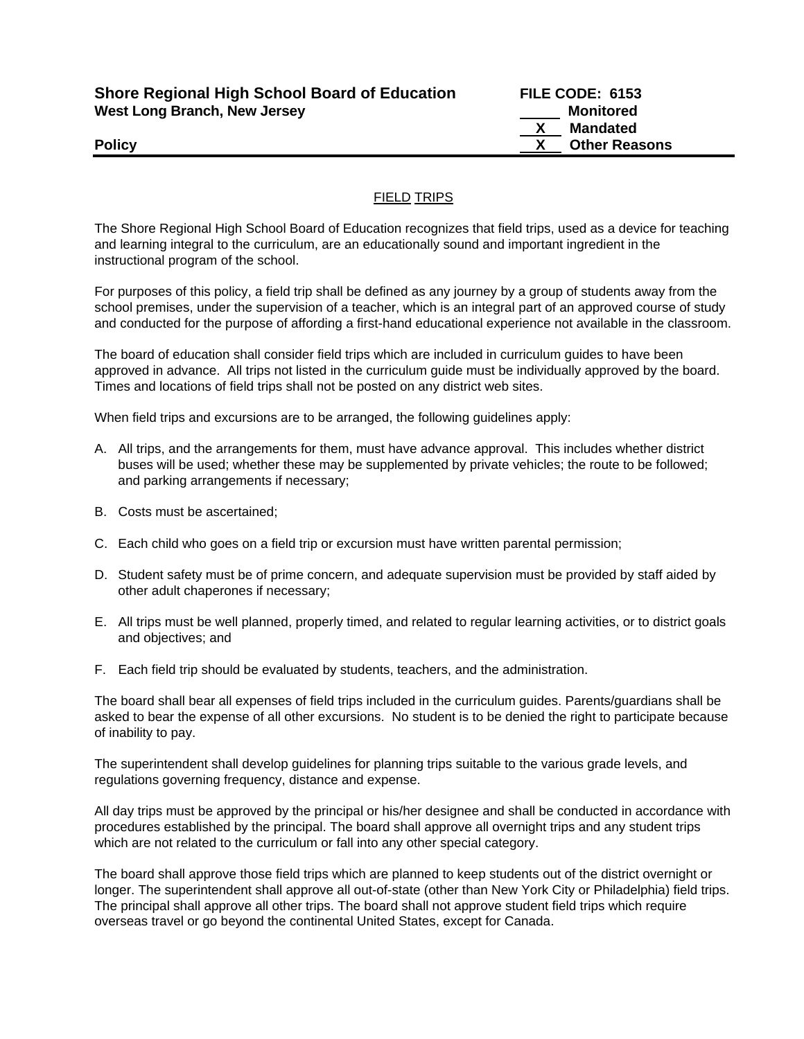**Shore Regional High School Board of Education**
**West Long Branch, New Jersey**

**Policy**

**FILE CODE: 6153**
_____ **Monitored**
__X__ **Mandated**
__X__ **Other Reasons**

## FIELD TRIPS

The Shore Regional High School Board of Education recognizes that field trips, used as a device for teaching and learning integral to the curriculum, are an educationally sound and important ingredient in the instructional program of the school.

For purposes of this policy, a field trip shall be defined as any journey by a group of students away from the school premises, under the supervision of a teacher, which is an integral part of an approved course of study and conducted for the purpose of affording a first-hand educational experience not available in the classroom.

The board of education shall consider field trips which are included in curriculum guides to have been approved in advance. All trips not listed in the curriculum guide must be individually approved by the board. Times and locations of field trips shall not be posted on any district web sites.

When field trips and excursions are to be arranged, the following guidelines apply:

A. All trips, and the arrangements for them, must have advance approval. This includes whether district buses will be used; whether these may be supplemented by private vehicles; the route to be followed; and parking arrangements if necessary;

B. Costs must be ascertained;

C. Each child who goes on a field trip or excursion must have written parental permission;

D. Student safety must be of prime concern, and adequate supervision must be provided by staff aided by other adult chaperones if necessary;

E. All trips must be well planned, properly timed, and related to regular learning activities, or to district goals and objectives; and

F. Each field trip should be evaluated by students, teachers, and the administration.

The board shall bear all expenses of field trips included in the curriculum guides. Parents/guardians shall be asked to bear the expense of all other excursions. No student is to be denied the right to participate because of inability to pay.

The superintendent shall develop guidelines for planning trips suitable to the various grade levels, and regulations governing frequency, distance and expense.

All day trips must be approved by the principal or his/her designee and shall be conducted in accordance with procedures established by the principal. The board shall approve all overnight trips and any student trips which are not related to the curriculum or fall into any other special category.

The board shall approve those field trips which are planned to keep students out of the district overnight or longer. The superintendent shall approve all out-of-state (other than New York City or Philadelphia) field trips. The principal shall approve all other trips. The board shall not approve student field trips which require overseas travel or go beyond the continental United States, except for Canada.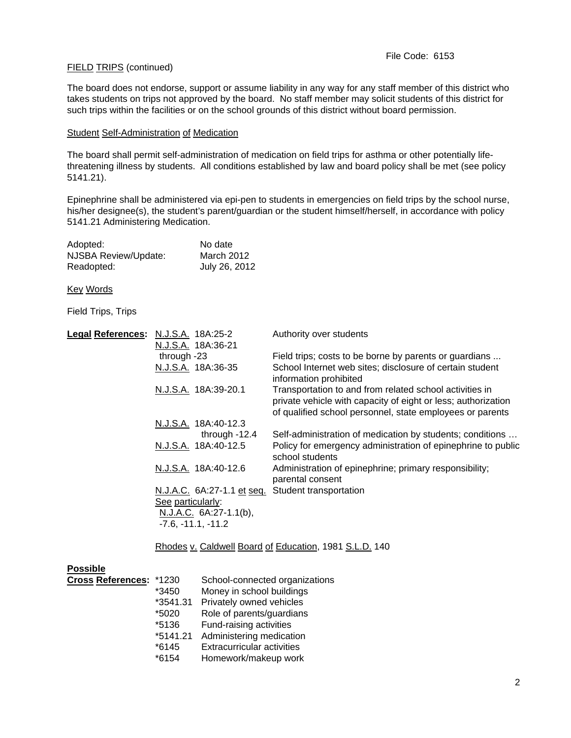File Code: 6153

FIELD TRIPS (continued)

The board does not endorse, support or assume liability in any way for any staff member of this district who takes students on trips not approved by the board. No staff member may solicit students of this district for such trips within the facilities or on the school grounds of this district without board permission.

Student Self-Administration of Medication

The board shall permit self-administration of medication on field trips for asthma or other potentially life-threatening illness by students. All conditions established by law and board policy shall be met (see policy 5141.21).

Epinephrine shall be administered via epi-pen to students in emergencies on field trips by the school nurse, his/her designee(s), the student's parent/guardian or the student himself/herself, in accordance with policy 5141.21 Administering Medication.

| | |
|---|---|
| Adopted: | No date |
| NJSBA Review/Update: | March 2012 |
| Readopted: | July 26, 2012 |

Key Words

Field Trips, Trips

**Legal References:**

| | |
|---|---|
| N.J.S.A. 18A:25-2 | Authority over students |
| N.J.S.A. 18A:36-21 through -23 | Field trips; costs to be borne by parents or guardians ... |
| N.J.S.A. 18A:36-35 | School Internet web sites; disclosure of certain student information prohibited |
| N.J.S.A. 18A:39-20.1 | Transportation to and from related school activities in private vehicle with capacity of eight or less; authorization of qualified school personnel, state employees or parents |
| N.J.S.A. 18A:40-12.3 through -12.4 | Self-administration of medication by students; conditions … |
| N.J.S.A. 18A:40-12.5 | Policy for emergency administration of epinephrine to public school students |
| N.J.S.A. 18A:40-12.6 | Administration of epinephrine; primary responsibility; parental consent |
| N.J.A.C. 6A:27-1.1 et seq. | Student transportation |
| See particularly: N.J.A.C. 6A:27-1.1(b), -7.6, -11.1, -11.2 | |

Rhodes v. Caldwell Board of Education, 1981 S.L.D. 140

**Possible Cross References:**

| | |
|---|---|
| *1230 | School-connected organizations |
| *3450 | Money in school buildings |
| *3541.31 | Privately owned vehicles |
| *5020 | Role of parents/guardians |
| *5136 | Fund-raising activities |
| *5141.21 | Administering medication |
| *6145 | Extracurricular activities |
| *6154 | Homework/makeup work |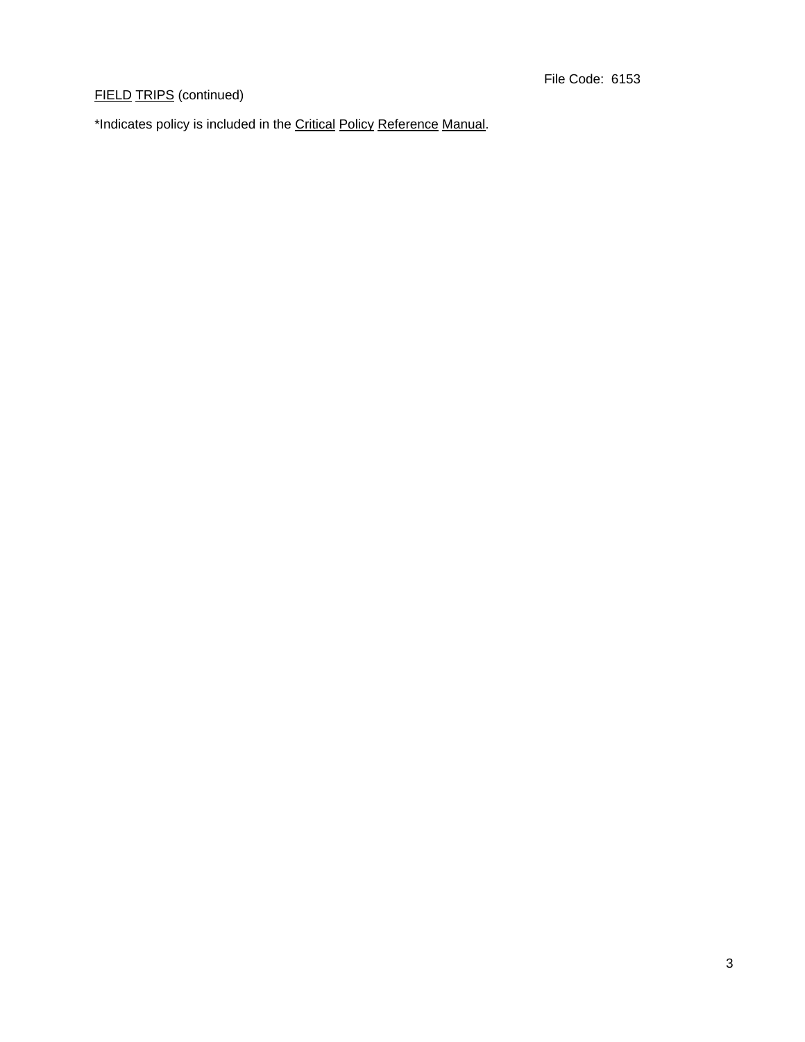FIELD TRIPS (continued)

*Indicates policy is included in the Critical Policy Reference Manual.